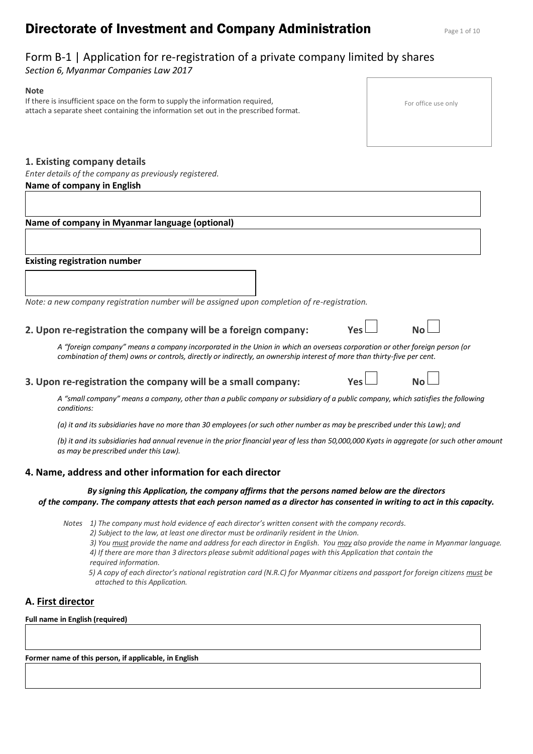# Directorate of Investment and Company Administration

## Form B-1 | Application for re-registration of a private company limited by shares

*Section 6, Myanmar Companies Law 2017*

**Note**
If there is insufficient space on the form to supply the information required, attach a separate sheet containing the information set out in the prescribed format.

For office use only

### 1. Existing company details

*Enter details of the company as previously registered.*

**Name of company in English**

**Name of company in Myanmar language (optional)**

**Existing registration number**

*Note: a new company registration number will be assigned upon completion of re-registration.*

### 2. Upon re-registration the company will be a foreign company: Yes ☐ No ☐

*A "foreign company" means a company incorporated in the Union in which an overseas corporation or other foreign person (or combination of them) owns or controls, directly or indirectly, an ownership interest of more than thirty-five per cent.*

### 3. Upon re-registration the company will be a small company: Yes ☐ No ☐

*A "small company" means a company, other than a public company or subsidiary of a public company, which satisfies the following conditions:*

*(a) it and its subsidiaries have no more than 30 employees (or such other number as may be prescribed under this Law); and*

*(b) it and its subsidiaries had annual revenue in the prior financial year of less than 50,000,000 Kyats in aggregate (or such other amount as may be prescribed under this Law).*

### 4. Name, address and other information for each director

***By signing this Application, the company affirms that the persons named below are the directors of the company. The company attests that each person named as a director has consented in writing to act in this capacity.***

*Notes*
1) *The company must hold evidence of each director's written consent with the company records.*
2) *Subject to the law, at least one director must be ordinarily resident in the Union.*
3) *You must provide the name and address for each director in English. You may also provide the name in Myanmar language.*
4) *If there are more than 3 directors please submit additional pages with this Application that contain the required information.*
5) *A copy of each director's national registration card (N.R.C) for Myanmar citizens and passport for foreign citizens must be attached to this Application.*

### A. First director

**Full name in English (required)**

**Former name of this person, if applicable, in English**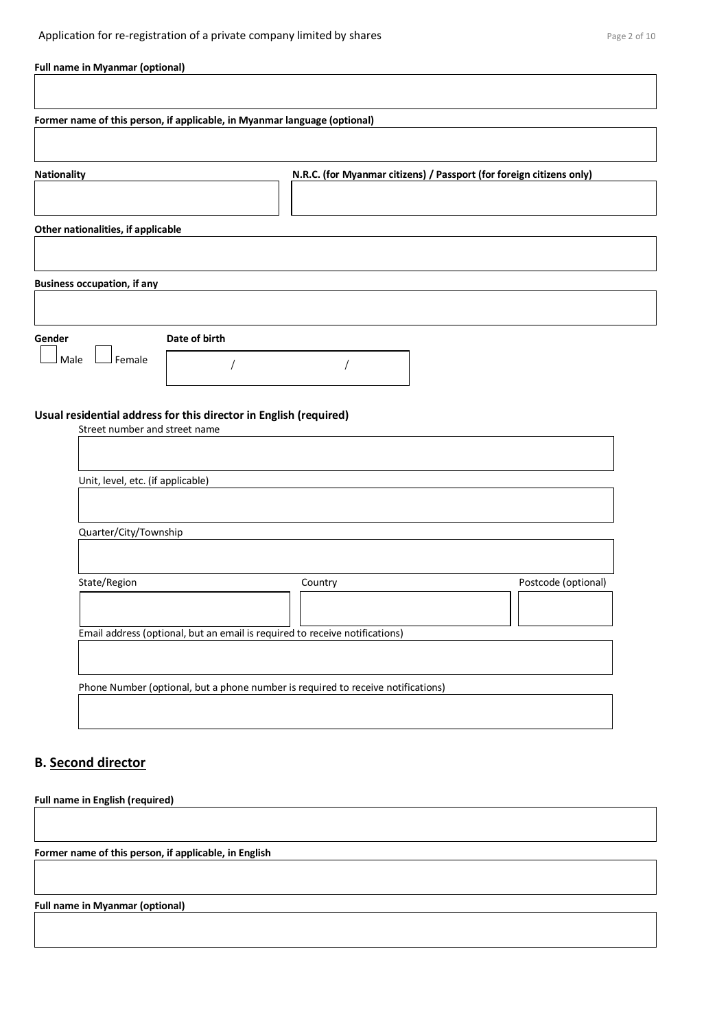**Full name in Myanmar (optional)**

**Former name of this person, if applicable, in Myanmar language (optional)**

**Nationality**

**N.R.C. (for Myanmar citizens) / Passport (for foreign citizens only)**

**Other nationalities, if applicable**

**Business occupation, if any**

**Gender**

☐ Male ☐ Female

**Date of birth**

/ /

**Usual residential address for this director in English (required)**

Street number and street name

Unit, level, etc. (if applicable)

Quarter/City/Township

State/Region

Country

Postcode (optional)

Email address (optional, but an email is required to receive notifications)

Phone Number (optional, but a phone number is required to receive notifications)

## B. Second director

**Full name in English (required)**

**Former name of this person, if applicable, in English**

**Full name in Myanmar (optional)**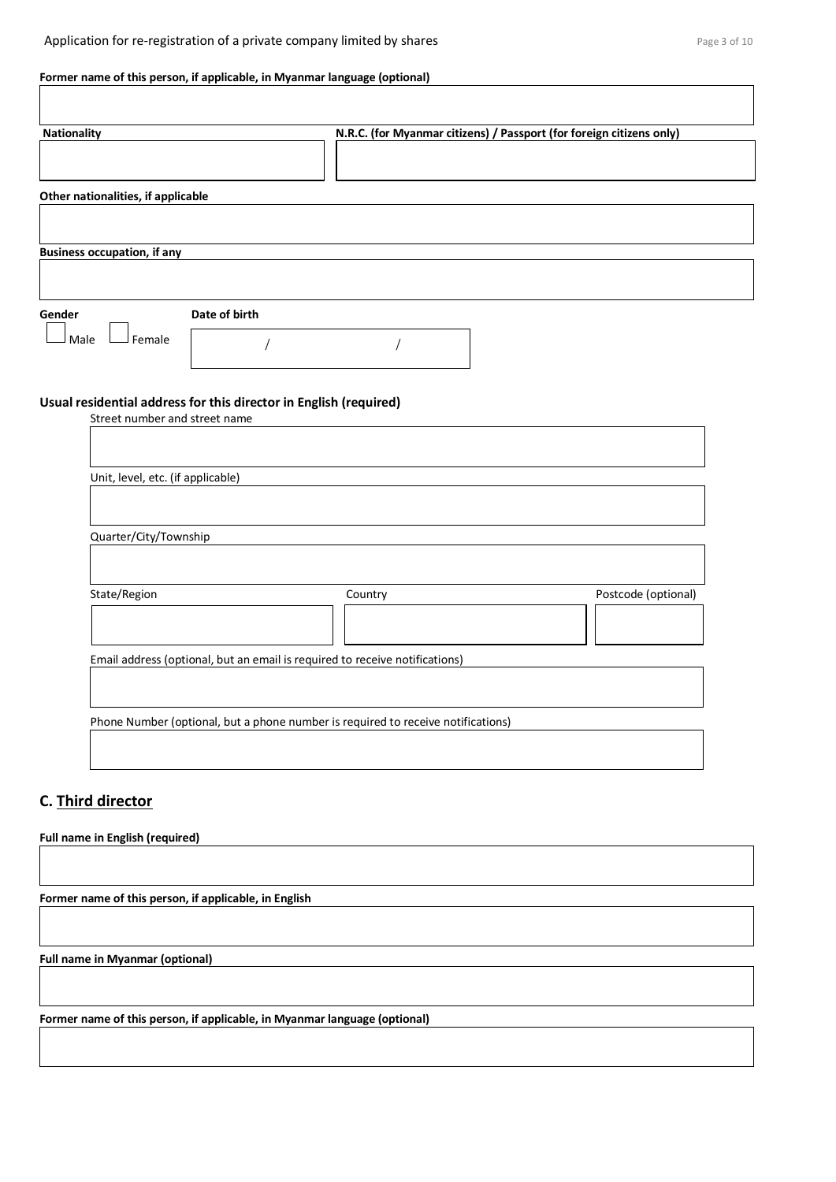**Former name of this person, if applicable, in Myanmar language (optional)**

| |
|---|
| |

| **Nationality** | **N.R.C. (for Myanmar citizens) / Passport (for foreign citizens only)** |
|---|---|
| | |

**Other nationalities, if applicable**

| |
|---|
| |

**Business occupation, if any**

| |
|---|
| |

**Gender**

☐ Male ☐ Female

**Date of birth**

/ /

**Usual residential address for this director in English (required)**

Street number and street name

| |
|---|
| |

Unit, level, etc. (if applicable)

| |
|---|
| |

Quarter/City/Township

| |
|---|
| |

| State/Region | Country | Postcode (optional) |
|---|---|---|
| | | |

Email address (optional, but an email is required to receive notifications)

| |
|---|
| |

Phone Number (optional, but a phone number is required to receive notifications)

| |
|---|
| |

## C. Third director

**Full name in English (required)**

| |
|---|
| |

**Former name of this person, if applicable, in English**

| |
|---|
| |

**Full name in Myanmar (optional)**

| |
|---|
| |

**Former name of this person, if applicable, in Myanmar language (optional)**

| |
|---|
| |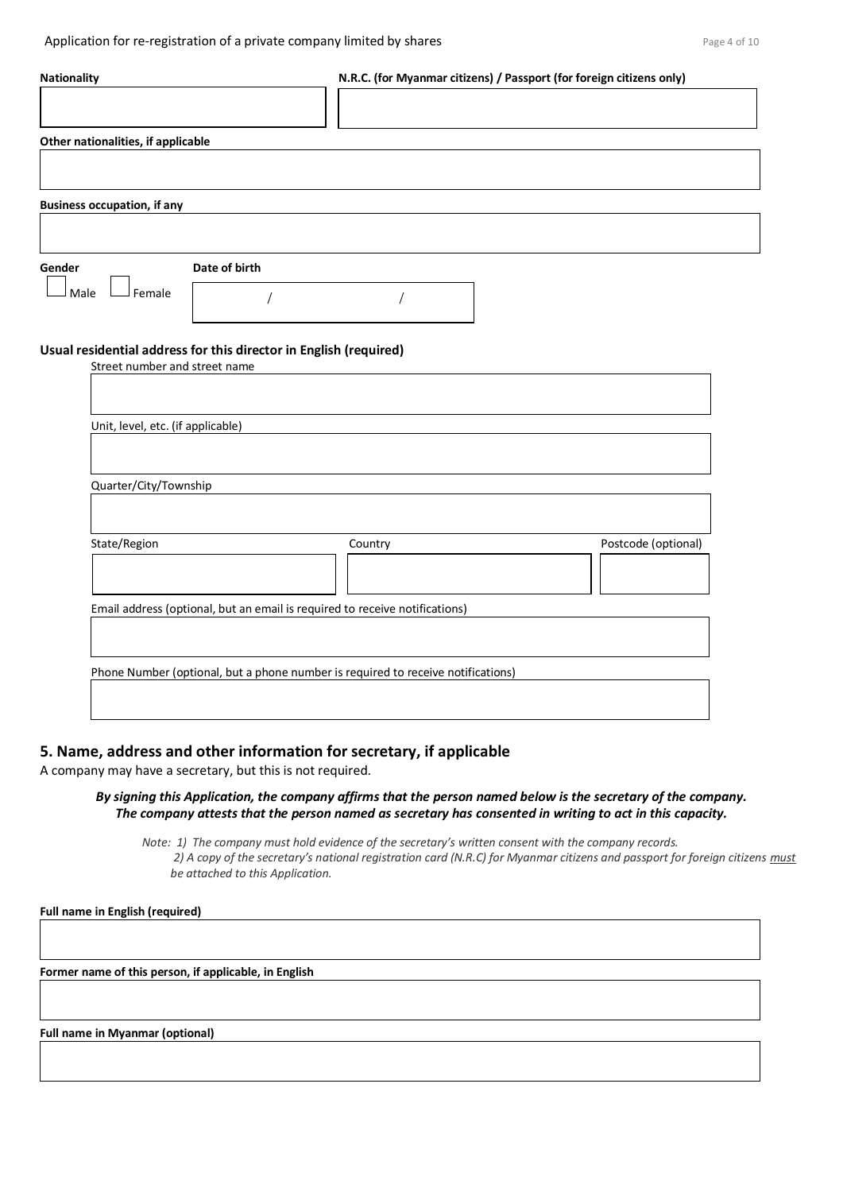**Nationality**

**N.R.C. (for Myanmar citizens) / Passport (for foreign citizens only)**

**Other nationalities, if applicable**

**Business occupation, if any**

**Gender**

☐ Male ☐ Female

**Date of birth**

/ /

**Usual residential address for this director in English (required)**

Street number and street name

Unit, level, etc. (if applicable)

Quarter/City/Township

State/Region

Country

Postcode (optional)

Email address (optional, but an email is required to receive notifications)

Phone Number (optional, but a phone number is required to receive notifications)

## 5. Name, address and other information for secretary, if applicable

A company may have a secretary, but this is not required.

***By signing this Application, the company affirms that the person named below is the secretary of the company. The company attests that the person named as secretary has consented in writing to act in this capacity.***

*Note: 1) The company must hold evidence of the secretary's written consent with the company records.*
*2) A copy of the secretary's national registration card (N.R.C) for Myanmar citizens and passport for foreign citizens must be attached to this Application.*

**Full name in English (required)**

**Former name of this person, if applicable, in English**

**Full name in Myanmar (optional)**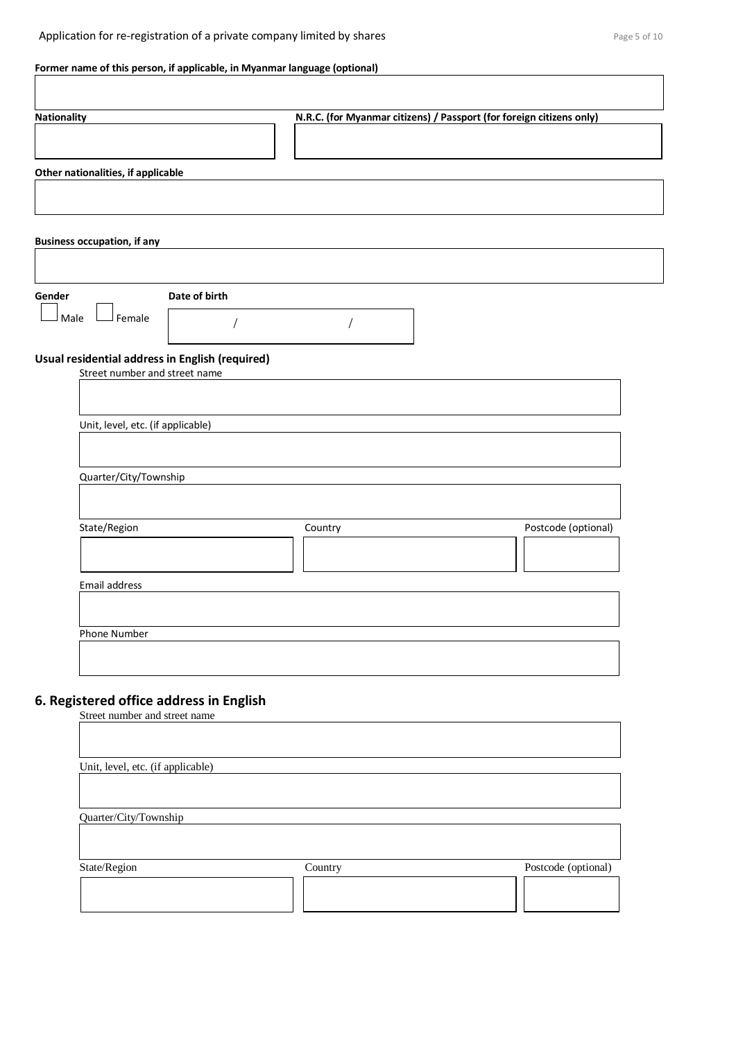**Former name of this person, if applicable, in Myanmar language (optional)**

**Nationality**

**N.R.C. (for Myanmar citizens) / Passport (for foreign citizens only)**

**Other nationalities, if applicable**

**Business occupation, if any**

**Gender**

☐ Male ☐ Female

**Date of birth**

/ /

**Usual residential address in English (required)**

Street number and street name

Unit, level, etc. (if applicable)

Quarter/City/Township

State/Region

Country

Postcode (optional)

Email address

Phone Number

## 6. Registered office address in English

Street number and street name

Unit, level, etc. (if applicable)

Quarter/City/Township

State/Region

Country

Postcode (optional)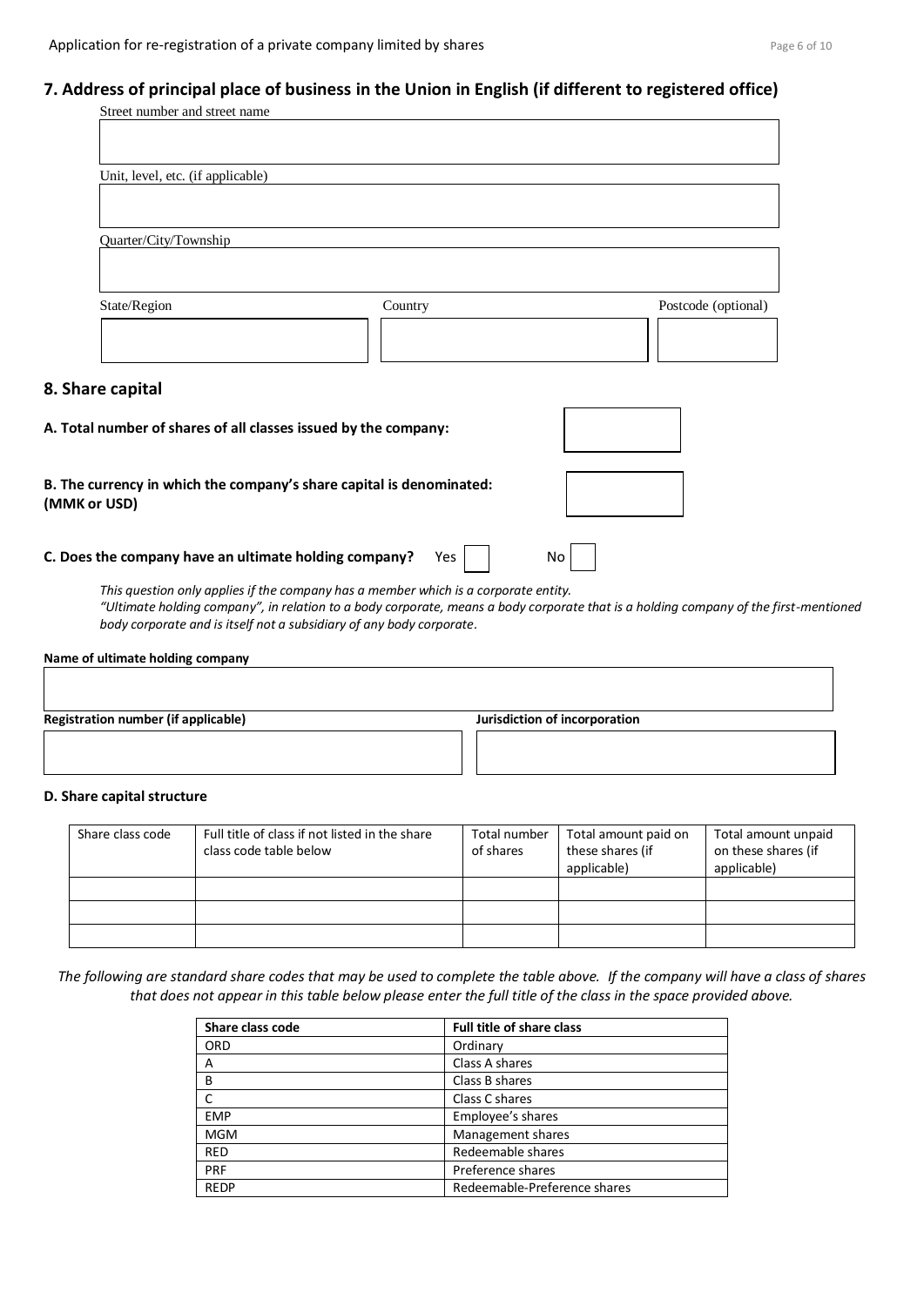## 7. Address of principal place of business in the Union in English (if different to registered office)

Street number and street name

Unit, level, etc. (if applicable)

Quarter/City/Township

State/Region

Country

Postcode (optional)

## 8. Share capital

**A. Total number of shares of all classes issued by the company:**

**B. The currency in which the company's share capital is denominated: (MMK or USD)**

**C. Does the company have an ultimate holding company?** Yes No

*This question only applies if the company has a member which is a corporate entity.*
*"Ultimate holding company", in relation to a body corporate, means a body corporate that is a holding company of the first-mentioned body corporate and is itself not a subsidiary of any body corporate.*

**Name of ultimate holding company**

**Registration number (if applicable)**

**Jurisdiction of incorporation**

**D. Share capital structure**

| Share class code | Full title of class if not listed in the share class code table below | Total number of shares | Total amount paid on these shares (if applicable) | Total amount unpaid on these shares (if applicable) |
|---|---|---|---|---|
| | | | | |
| | | | | |
| | | | | |

*The following are standard share codes that may be used to complete the table above. If the company will have a class of shares that does not appear in this table below please enter the full title of the class in the space provided above.*

| Share class code | Full title of share class |
|---|---|
| ORD | Ordinary |
| A | Class A shares |
| B | Class B shares |
| C | Class C shares |
| EMP | Employee's shares |
| MGM | Management shares |
| RED | Redeemable shares |
| PRF | Preference shares |
| REDP | Redeemable-Preference shares |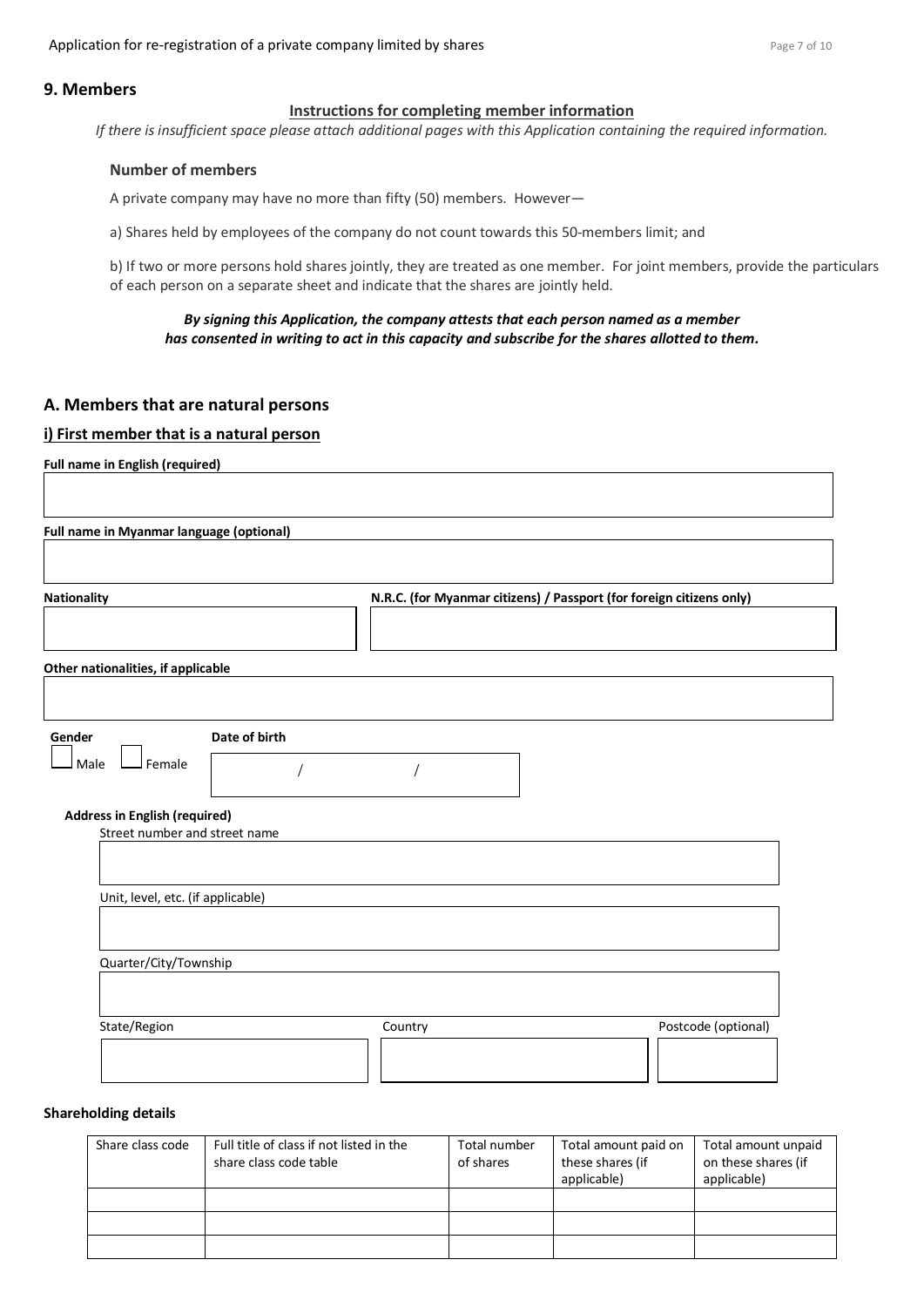## 9. Members

**Instructions for completing member information**

*If there is insufficient space please attach additional pages with this Application containing the required information.*

### Number of members

A private company may have no more than fifty (50) members. However—

a) Shares held by employees of the company do not count towards this 50-members limit; and

b) If two or more persons hold shares jointly, they are treated as one member. For joint members, provide the particulars of each person on a separate sheet and indicate that the shares are jointly held.

***By signing this Application, the company attests that each person named as a member has consented in writing to act in this capacity and subscribe for the shares allotted to them.***

## A. Members that are natural persons

### i) First member that is a natural person

**Full name in English (required)**

**Full name in Myanmar language (optional)**

**Nationality**

**N.R.C. (for Myanmar citizens) / Passport (for foreign citizens only)**

**Other nationalities, if applicable**

**Gender**

☐ Male ☐ Female

**Date of birth**

/ /

**Address in English (required)**

Street number and street name

Unit, level, etc. (if applicable)

Quarter/City/Township

State/Region

Country

Postcode (optional)

**Shareholding details**

| Share class code | Full title of class if not listed in the share class code table | Total number of shares | Total amount paid on these shares (if applicable) | Total amount unpaid on these shares (if applicable) |
|---|---|---|---|---|
| | | | | |
| | | | | |
| | | | | |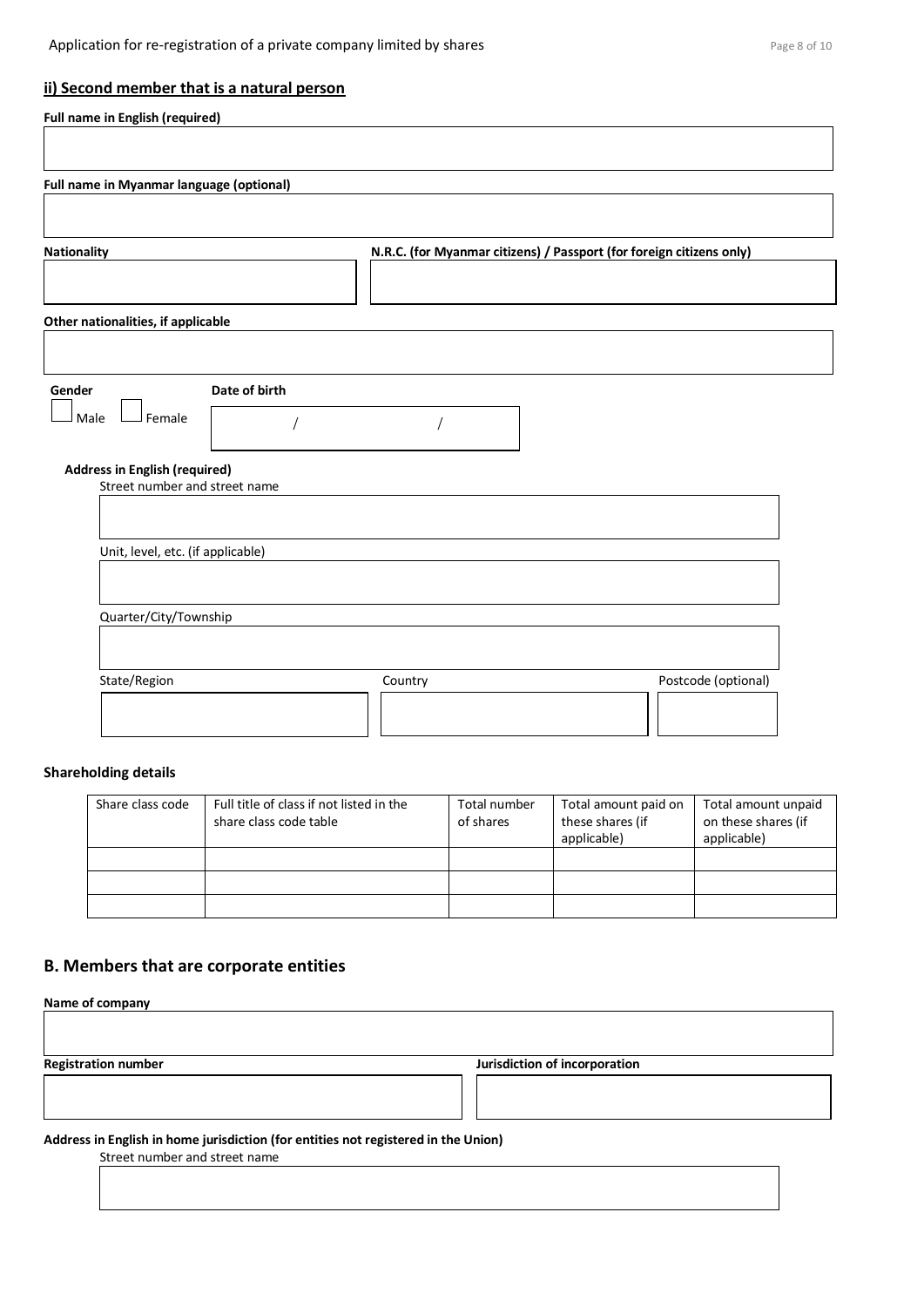### ii) Second member that is a natural person

**Full name in English (required)**

**Full name in Myanmar language (optional)**

**Nationality**

**N.R.C. (for Myanmar citizens) / Passport (for foreign citizens only)**

**Other nationalities, if applicable**

**Gender**

☐ Male ☐ Female

**Date of birth**

/ /

**Address in English (required)**

Street number and street name

Unit, level, etc. (if applicable)

Quarter/City/Township

State/Region

Country

Postcode (optional)

**Shareholding details**

| Share class code | Full title of class if not listed in the share class code table | Total number of shares | Total amount paid on these shares (if applicable) | Total amount unpaid on these shares (if applicable) |
|---|---|---|---|---|
| | | | | |
| | | | | |
| | | | | |

## B. Members that are corporate entities

**Name of company**

**Registration number**

**Jurisdiction of incorporation**

**Address in English in home jurisdiction (for entities not registered in the Union)**

Street number and street name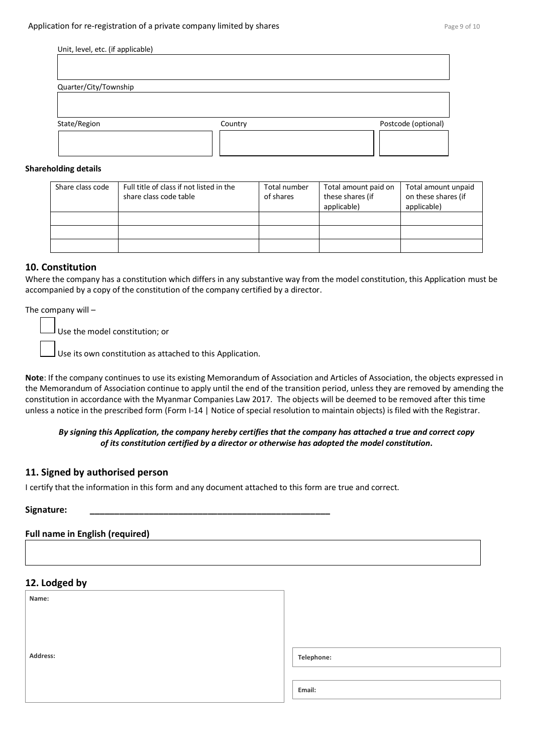Unit, level, etc. (if applicable)

Quarter/City/Township

State/Region

Country

Postcode (optional)

**Shareholding details**

| Share class code | Full title of class if not listed in the share class code table | Total number of shares | Total amount paid on these shares (if applicable) | Total amount unpaid on these shares (if applicable) |
|---|---|---|---|---|
| | | | | |
| | | | | |
| | | | | |

## 10. Constitution

Where the company has a constitution which differs in any substantive way from the model constitution, this Application must be accompanied by a copy of the constitution of the company certified by a director.

The company will –

☐ Use the model constitution; or

☐ Use its own constitution as attached to this Application.

**Note**: If the company continues to use its existing Memorandum of Association and Articles of Association, the objects expressed in the Memorandum of Association continue to apply until the end of the transition period, unless they are removed by amending the constitution in accordance with the Myanmar Companies Law 2017. The objects will be deemed to be removed after this time unless a notice in the prescribed form (Form I-14 | Notice of special resolution to maintain objects) is filed with the Registrar.

***By signing this Application, the company hereby certifies that the company has attached a true and correct copy of its constitution certified by a director or otherwise has adopted the model constitution.***

## 11. Signed by authorised person

I certify that the information in this form and any document attached to this form are true and correct.

**Signature:** ____________________________________________

**Full name in English (required)**

## 12. Lodged by

**Name:**

**Address:**

**Telephone:**

**Email:**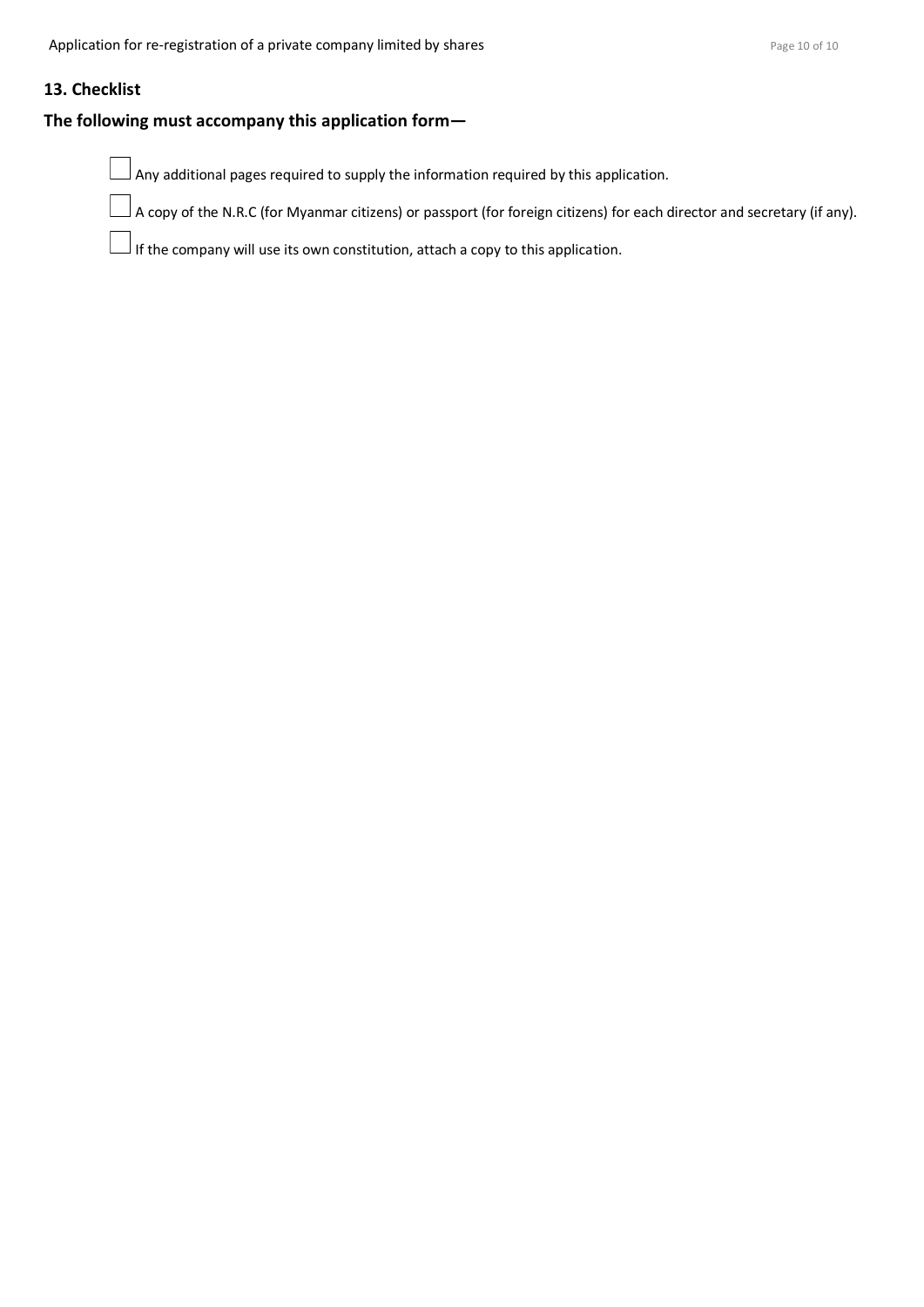## 13. Checklist

### The following must accompany this application form—

- [ ] Any additional pages required to supply the information required by this application.
- [ ] A copy of the N.R.C (for Myanmar citizens) or passport (for foreign citizens) for each director and secretary (if any).
- [ ] If the company will use its own constitution, attach a copy to this application.